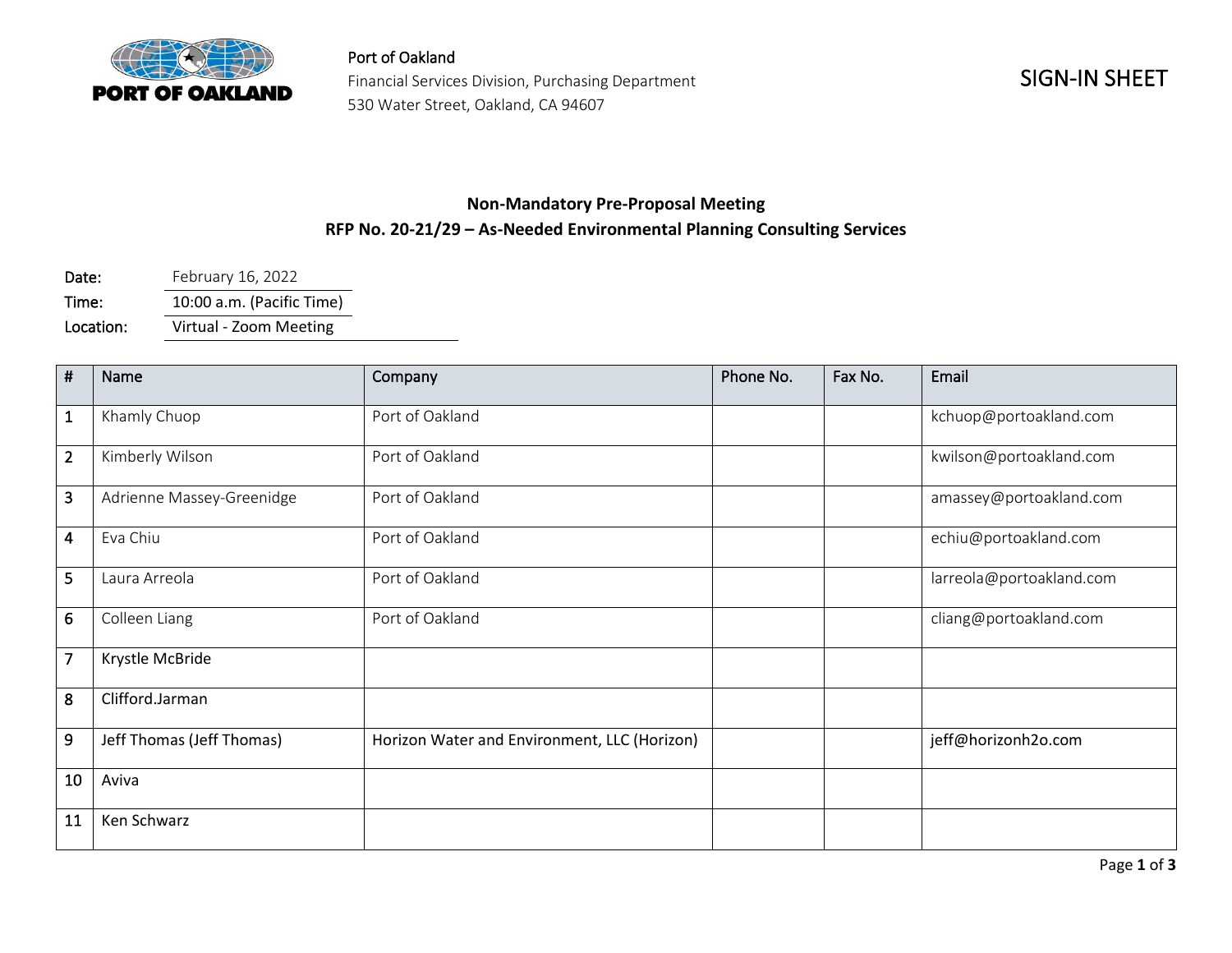PORT OF OAKLAND

Port of Oakland
Financial Services Division, Purchasing Department
530 Water Street, Oakland, CA 94607

SIGN-IN SHEET

**Non-Mandatory Pre-Proposal Meeting**
**RFP No. 20-21/29 – As-Needed Environmental Planning Consulting Services**

Date: February 16, 2022
Time: 10:00 a.m. (Pacific Time)
Location: Virtual - Zoom Meeting

| # | Name | Company | Phone No. | Fax No. | Email |
|---|---|---|---|---|---|
| 1 | Khamly Chuop | Port of Oakland | | | kchuop@portoakland.com |
| 2 | Kimberly Wilson | Port of Oakland | | | kwilson@portoakland.com |
| 3 | Adrienne Massey-Greenidge | Port of Oakland | | | amassey@portoakland.com |
| 4 | Eva Chiu | Port of Oakland | | | echiu@portoakland.com |
| 5 | Laura Arreola | Port of Oakland | | | larreola@portoakland.com |
| 6 | Colleen Liang | Port of Oakland | | | cliang@portoakland.com |
| 7 | Krystle McBride | | | | |
| 8 | Clifford.Jarman | | | | |
| 9 | Jeff Thomas (Jeff Thomas) | Horizon Water and Environment, LLC (Horizon) | | | jeff@horizonh2o.com |
| 10 | Aviva | | | | |
| 11 | Ken Schwarz | | | | |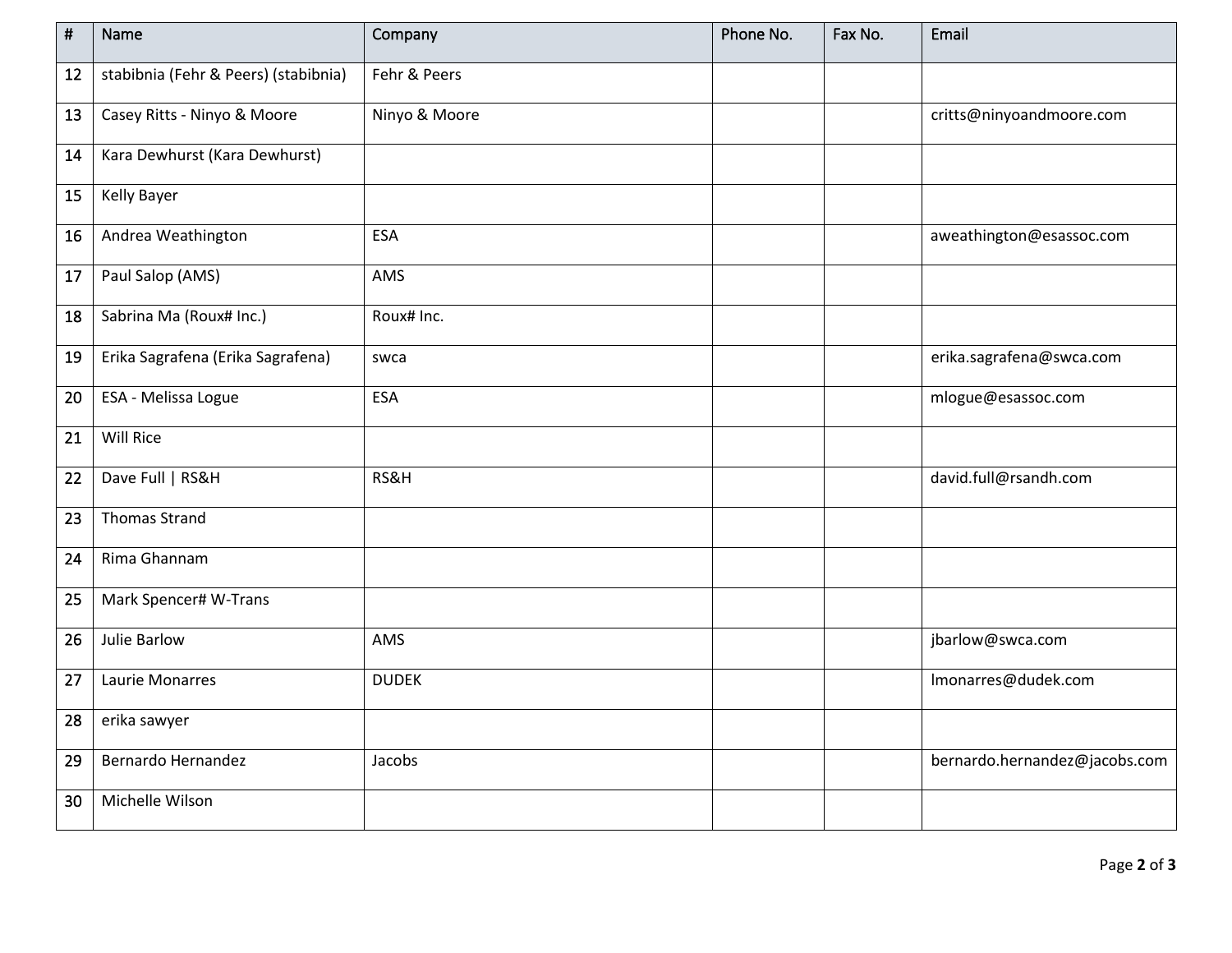| # | Name | Company | Phone No. | Fax No. | Email |
|---|---|---|---|---|---|
| 12 | stabibnia (Fehr & Peers) (stabibnia) | Fehr & Peers | | | |
| 13 | Casey Ritts - Ninyo & Moore | Ninyo & Moore | | | critts@ninyoandmoore.com |
| 14 | Kara Dewhurst (Kara Dewhurst) | | | | |
| 15 | Kelly Bayer | | | | |
| 16 | Andrea Weathington | ESA | | | aweathington@esassoc.com |
| 17 | Paul Salop (AMS) | AMS | | | |
| 18 | Sabrina Ma (Roux# Inc.) | Roux# Inc. | | | |
| 19 | Erika Sagrafena (Erika Sagrafena) | swca | | | erika.sagrafena@swca.com |
| 20 | ESA - Melissa Logue | ESA | | | mlogue@esassoc.com |
| 21 | Will Rice | | | | |
| 22 | Dave Full \| RS&H | RS&H | | | david.full@rsandh.com |
| 23 | Thomas Strand | | | | |
| 24 | Rima Ghannam | | | | |
| 25 | Mark Spencer# W-Trans | | | | |
| 26 | Julie Barlow | AMS | | | jbarlow@swca.com |
| 27 | Laurie Monarres | DUDEK | | | lmonarres@dudek.com |
| 28 | erika sawyer | | | | |
| 29 | Bernardo Hernandez | Jacobs | | | bernardo.hernandez@jacobs.com |
| 30 | Michelle Wilson | | | | |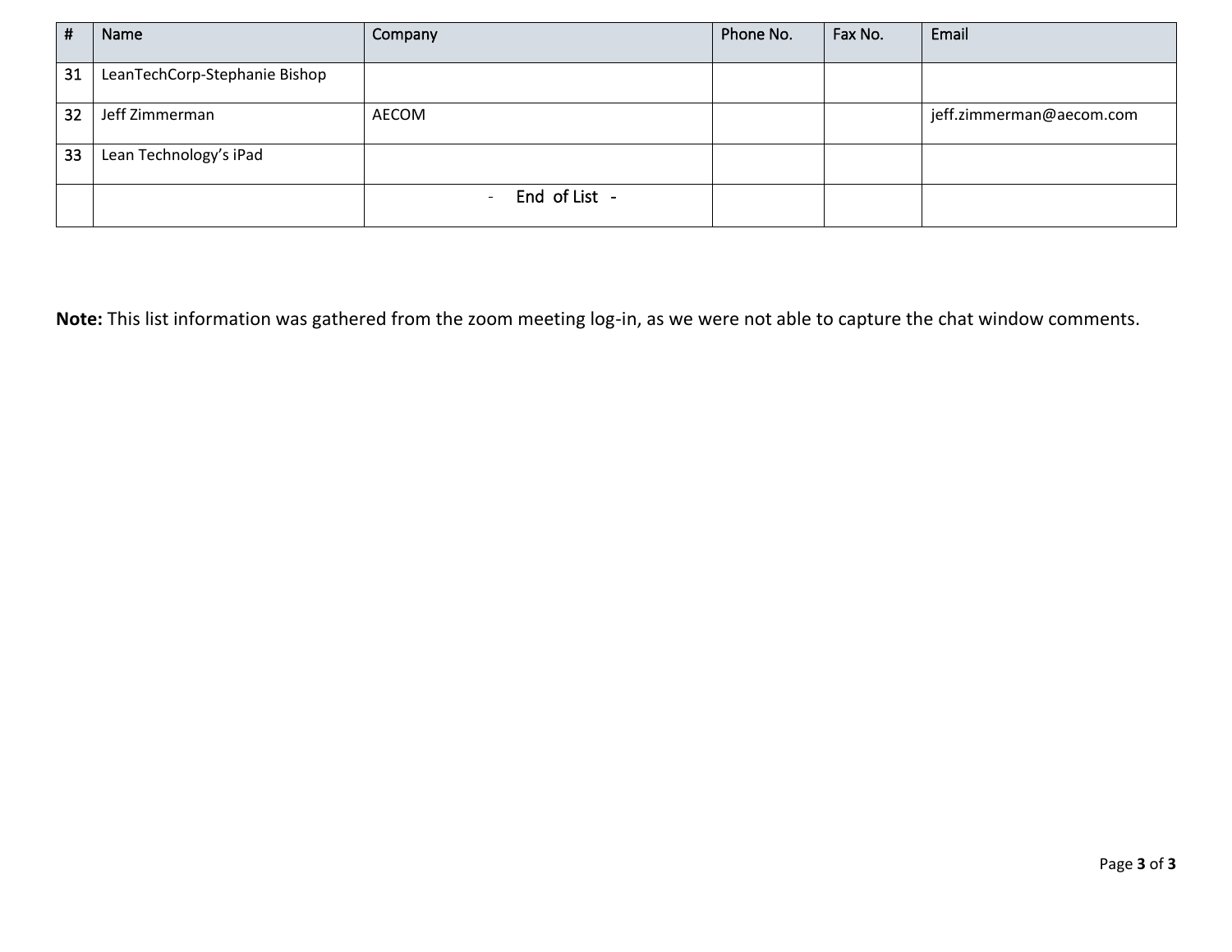| # | Name | Company | Phone No. | Fax No. | Email |
|---|---|---|---|---|---|
| 31 | LeanTechCorp-Stephanie Bishop | | | | |
| 32 | Jeff Zimmerman | AECOM | | | jeff.zimmerman@aecom.com |
| 33 | Lean Technology's iPad | | | | |
| | | - End of List - | | | |

**Note:** This list information was gathered from the zoom meeting log-in, as we were not able to capture the chat window comments.